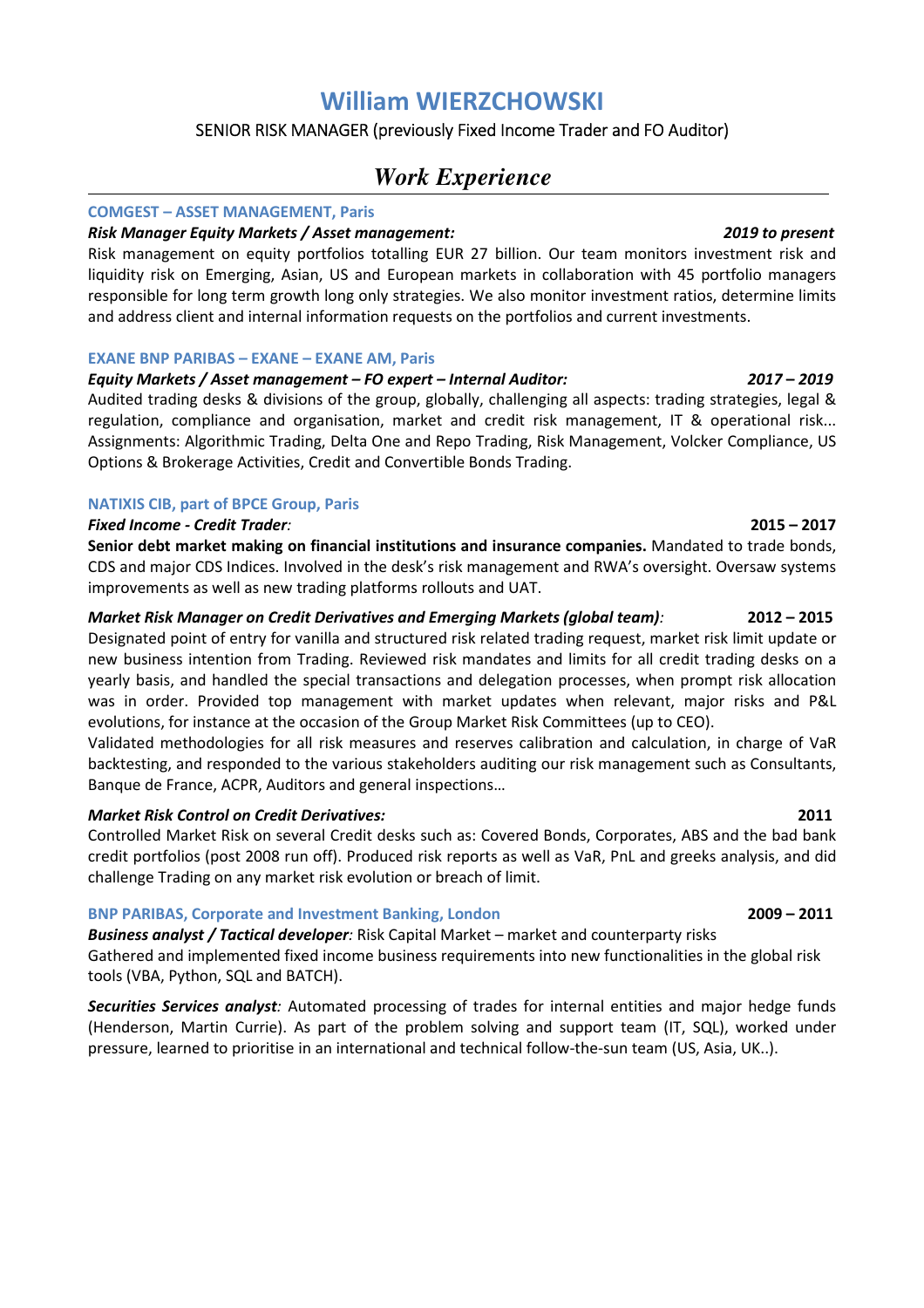# William WIERZCHOWSKI

SENIOR RISK MANAGER (previously Fixed Income Trader and FO Auditor)

## *Work Experience*

### COMGEST – ASSET MANAGEMENT, Paris

***Risk Manager Equity Markets / Asset management:*** ***2019 to present***

Risk management on equity portfolios totalling EUR 27 billion. Our team monitors investment risk and liquidity risk on Emerging, Asian, US and European markets in collaboration with 45 portfolio managers responsible for long term growth long only strategies. We also monitor investment ratios, determine limits and address client and internal information requests on the portfolios and current investments.

### EXANE BNP PARIBAS – EXANE – EXANE AM, Paris

***Equity Markets / Asset management – FO expert – Internal Auditor:*** ***2017 – 2019***

Audited trading desks & divisions of the group, globally, challenging all aspects: trading strategies, legal & regulation, compliance and organisation, market and credit risk management, IT & operational risk... Assignments: Algorithmic Trading, Delta One and Repo Trading, Risk Management, Volcker Compliance, US Options & Brokerage Activities, Credit and Convertible Bonds Trading.

### NATIXIS CIB, part of BPCE Group, Paris

***Fixed Income - Credit Trader:*** **2015 – 2017**

**Senior debt market making on financial institutions and insurance companies.** Mandated to trade bonds, CDS and major CDS Indices. Involved in the desk's risk management and RWA's oversight. Oversaw systems improvements as well as new trading platforms rollouts and UAT.

***Market Risk Manager on Credit Derivatives and Emerging Markets (global team):*** **2012 – 2015**

Designated point of entry for vanilla and structured risk related trading request, market risk limit update or new business intention from Trading. Reviewed risk mandates and limits for all credit trading desks on a yearly basis, and handled the special transactions and delegation processes, when prompt risk allocation was in order. Provided top management with market updates when relevant, major risks and P&L evolutions, for instance at the occasion of the Group Market Risk Committees (up to CEO).

Validated methodologies for all risk measures and reserves calibration and calculation, in charge of VaR backtesting, and responded to the various stakeholders auditing our risk management such as Consultants, Banque de France, ACPR, Auditors and general inspections…

***Market Risk Control on Credit Derivatives:*** **2011**

Controlled Market Risk on several Credit desks such as: Covered Bonds, Corporates, ABS and the bad bank credit portfolios (post 2008 run off). Produced risk reports as well as VaR, PnL and greeks analysis, and did challenge Trading on any market risk evolution or breach of limit.

### BNP PARIBAS, Corporate and Investment Banking, London **2009 – 2011**

***Business analyst / Tactical developer:*** Risk Capital Market – market and counterparty risks

Gathered and implemented fixed income business requirements into new functionalities in the global risk tools (VBA, Python, SQL and BATCH).

***Securities Services analyst:*** Automated processing of trades for internal entities and major hedge funds (Henderson, Martin Currie). As part of the problem solving and support team (IT, SQL), worked under pressure, learned to prioritise in an international and technical follow-the-sun team (US, Asia, UK..).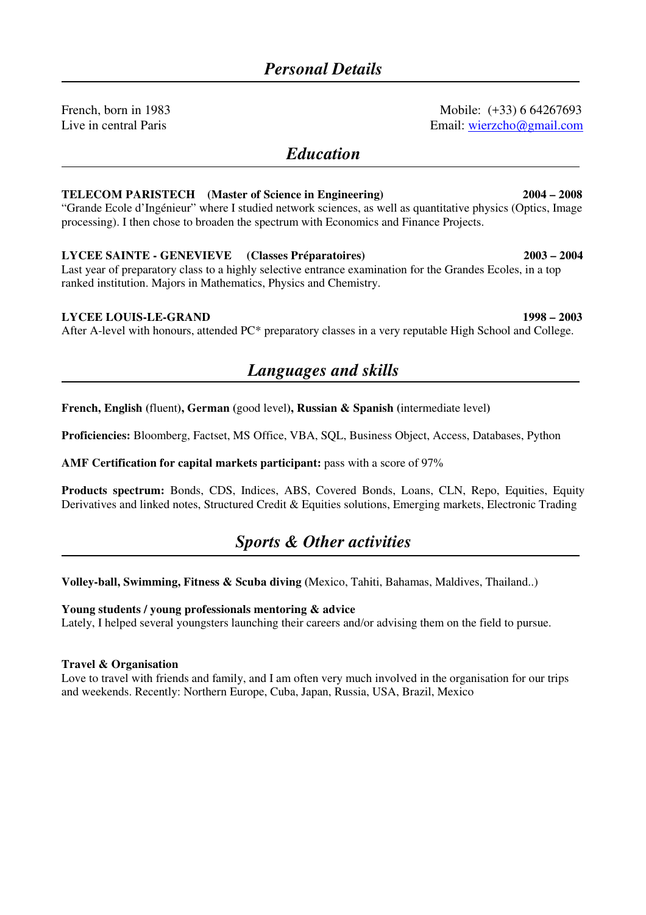## *Personal Details*

French, born in 1983
Live in central Paris

Mobile: (+33) 6 64267693
Email: wierzcho@gmail.com

## *Education*

**TELECOM PARISTECH (Master of Science in Engineering)** **2004 – 2008**
"Grande Ecole d'Ingénieur" where I studied network sciences, as well as quantitative physics (Optics, Image processing). I then chose to broaden the spectrum with Economics and Finance Projects.

**LYCEE SAINTE - GENEVIEVE (Classes Préparatoires)** **2003 – 2004**
Last year of preparatory class to a highly selective entrance examination for the Grandes Ecoles, in a top ranked institution. Majors in Mathematics, Physics and Chemistry.

**LYCEE LOUIS-LE-GRAND** **1998 – 2003**
After A-level with honours, attended PC* preparatory classes in a very reputable High School and College.

## *Languages and skills*

**French, English** (fluent)**, German** (good level)**, Russian & Spanish** (intermediate level)

**Proficiencies:** Bloomberg, Factset, MS Office, VBA, SQL, Business Object, Access, Databases, Python

**AMF Certification for capital markets participant:** pass with a score of 97%

**Products spectrum:** Bonds, CDS, Indices, ABS, Covered Bonds, Loans, CLN, Repo, Equities, Equity Derivatives and linked notes, Structured Credit & Equities solutions, Emerging markets, Electronic Trading

## *Sports & Other activities*

**Volley-ball, Swimming, Fitness & Scuba diving** (Mexico, Tahiti, Bahamas, Maldives, Thailand..)

**Young students / young professionals mentoring & advice**
Lately, I helped several youngsters launching their careers and/or advising them on the field to pursue.

**Travel & Organisation**
Love to travel with friends and family, and I am often very much involved in the organisation for our trips and weekends. Recently: Northern Europe, Cuba, Japan, Russia, USA, Brazil, Mexico